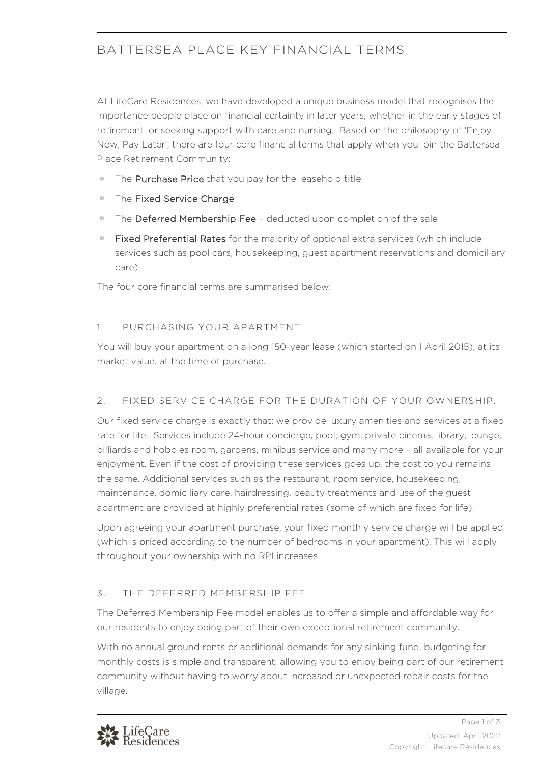# BATTERSEA PLACE KEY FINANCIAL TERMS

At LifeCare Residences, we have developed a unique business model that recognises the importance people place on financial certainty in later years, whether in the early stages of retirement, or seeking support with care and nursing. Based on the philosophy of 'Enjoy Now, Pay Later', there are four core financial terms that apply when you join the Battersea Place Retirement Community:

- The **Purchase Price** that you pay for the leasehold title
- The **Fixed Service Charge**
- The **Deferred Membership Fee** – deducted upon completion of the sale
- **Fixed Preferential Rates** for the majority of optional extra services (which include services such as pool cars, housekeeping, guest apartment reservations and domiciliary care)

The four core financial terms are summarised below:

## 1. PURCHASING YOUR APARTMENT

You will buy your apartment on a long 150-year lease (which started on 1 April 2015), at its market value, at the time of purchase.

## 2. FIXED SERVICE CHARGE FOR THE DURATION OF YOUR OWNERSHIP.

Our fixed service charge is exactly that; we provide luxury amenities and services at a fixed rate for life. Services include 24-hour concierge, pool, gym, private cinema, library, lounge, billiards and hobbies room, gardens, minibus service and many more – all available for your enjoyment. Even if the cost of providing these services goes up, the cost to you remains the same. Additional services such as the restaurant, room service, housekeeping, maintenance, domiciliary care, hairdressing, beauty treatments and use of the guest apartment are provided at highly preferential rates (some of which are fixed for life).

Upon agreeing your apartment purchase, your fixed monthly service charge will be applied (which is priced according to the number of bedrooms in your apartment). This will apply throughout your ownership with no RPI increases.

## 3. THE DEFERRED MEMBERSHIP FEE

The Deferred Membership Fee model enables us to offer a simple and affordable way for our residents to enjoy being part of their own exceptional retirement community.

With no annual ground rents or additional demands for any sinking fund, budgeting for monthly costs is simple and transparent, allowing you to enjoy being part of our retirement community without having to worry about increased or unexpected repair costs for the village.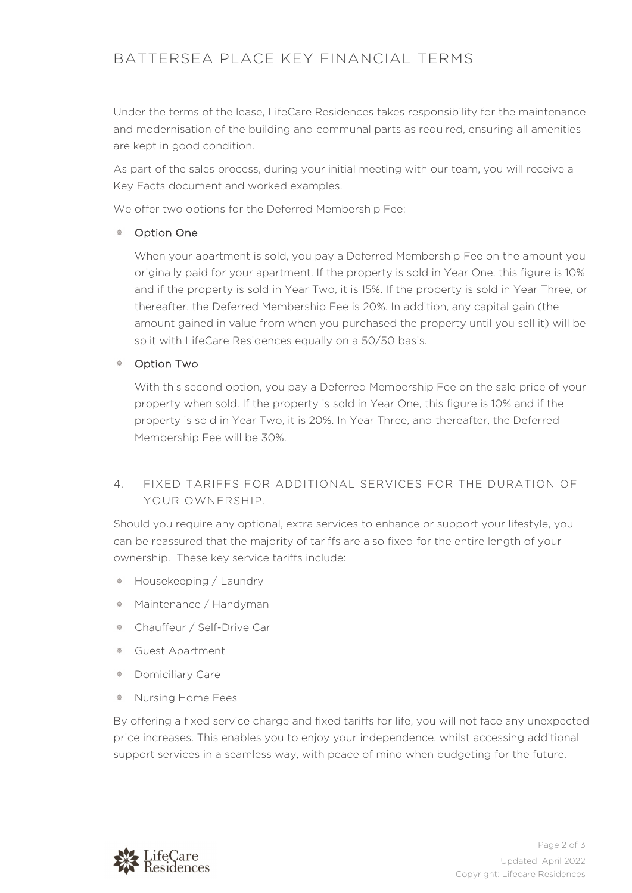Under the terms of the lease, LifeCare Residences takes responsibility for the maintenance and modernisation of the building and communal parts as required, ensuring all amenities are kept in good condition.

As part of the sales process, during your initial meeting with our team, you will receive a Key Facts document and worked examples.

We offer two options for the Deferred Membership Fee:

- Option One

  When your apartment is sold, you pay a Deferred Membership Fee on the amount you originally paid for your apartment. If the property is sold in Year One, this figure is 10% and if the property is sold in Year Two, it is 15%. If the property is sold in Year Three, or thereafter, the Deferred Membership Fee is 20%. In addition, any capital gain (the amount gained in value from when you purchased the property until you sell it) will be split with LifeCare Residences equally on a 50/50 basis.

- Option Two

  With this second option, you pay a Deferred Membership Fee on the sale price of your property when sold. If the property is sold in Year One, this figure is 10% and if the property is sold in Year Two, it is 20%. In Year Three, and thereafter, the Deferred Membership Fee will be 30%.

## 4. FIXED TARIFFS FOR ADDITIONAL SERVICES FOR THE DURATION OF YOUR OWNERSHIP.

Should you require any optional, extra services to enhance or support your lifestyle, you can be reassured that the majority of tariffs are also fixed for the entire length of your ownership. These key service tariffs include:

- Housekeeping / Laundry
- Maintenance / Handyman
- Chauffeur / Self-Drive Car
- Guest Apartment
- Domiciliary Care
- Nursing Home Fees

By offering a fixed service charge and fixed tariffs for life, you will not face any unexpected price increases. This enables you to enjoy your independence, whilst accessing additional support services in a seamless way, with peace of mind when budgeting for the future.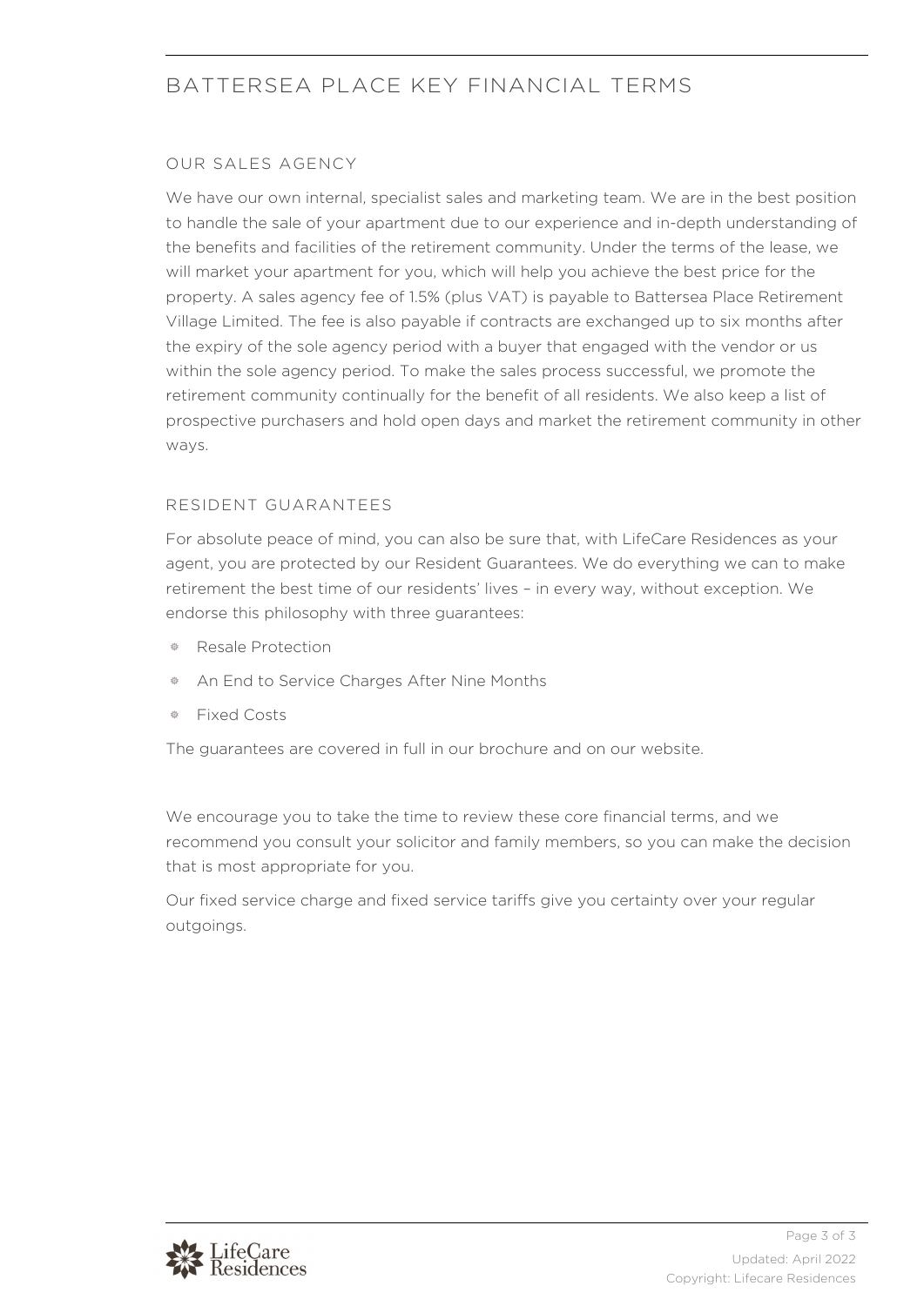# BATTERSEA PLACE KEY FINANCIAL TERMS

## OUR SALES AGENCY

We have our own internal, specialist sales and marketing team. We are in the best position to handle the sale of your apartment due to our experience and in-depth understanding of the benefits and facilities of the retirement community. Under the terms of the lease, we will market your apartment for you, which will help you achieve the best price for the property. A sales agency fee of 1.5% (plus VAT) is payable to Battersea Place Retirement Village Limited. The fee is also payable if contracts are exchanged up to six months after the expiry of the sole agency period with a buyer that engaged with the vendor or us within the sole agency period. To make the sales process successful, we promote the retirement community continually for the benefit of all residents. We also keep a list of prospective purchasers and hold open days and market the retirement community in other ways.

## RESIDENT GUARANTEES

For absolute peace of mind, you can also be sure that, with LifeCare Residences as your agent, you are protected by our Resident Guarantees. We do everything we can to make retirement the best time of our residents' lives – in every way, without exception. We endorse this philosophy with three guarantees:

- Resale Protection
- An End to Service Charges After Nine Months
- Fixed Costs

The guarantees are covered in full in our brochure and on our website.

We encourage you to take the time to review these core financial terms, and we recommend you consult your solicitor and family members, so you can make the decision that is most appropriate for you.

Our fixed service charge and fixed service tariffs give you certainty over your regular outgoings.